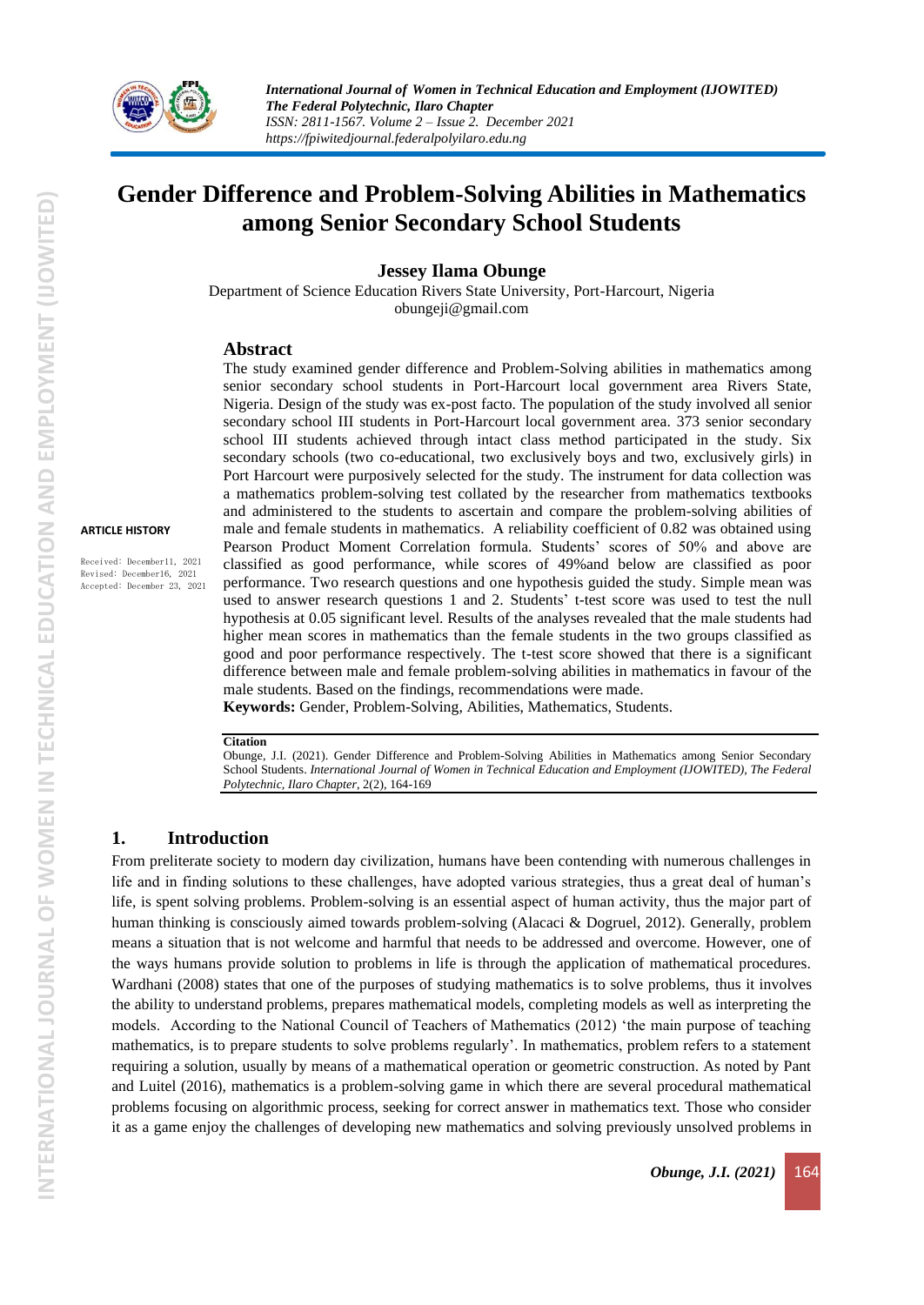# Gender Difference and Problem-Solving Abilities in Mathematics among Senior Secondary School Students

**Jessey Ilama Obunge**

Department of Science Education Rivers State University, Port-Harcourt, Nigeria
obungeji@gmail.com

## Abstract

The study examined gender difference and Problem-Solving abilities in mathematics among senior secondary school students in Port-Harcourt local government area Rivers State, Nigeria. Design of the study was ex-post facto. The population of the study involved all senior secondary school III students in Port-Harcourt local government area. 373 senior secondary school III students achieved through intact class method participated in the study. Six secondary schools (two co-educational, two exclusively boys and two, exclusively girls) in Port Harcourt were purposively selected for the study. The instrument for data collection was a mathematics problem-solving test collated by the researcher from mathematics textbooks and administered to the students to ascertain and compare the problem-solving abilities of male and female students in mathematics. A reliability coefficient of 0.82 was obtained using Pearson Product Moment Correlation formula. Students' scores of 50% and above are classified as good performance, while scores of 49%and below are classified as poor performance. Two research questions and one hypothesis guided the study. Simple mean was used to answer research questions 1 and 2. Students' t-test score was used to test the null hypothesis at 0.05 significant level. Results of the analyses revealed that the male students had higher mean scores in mathematics than the female students in the two groups classified as good and poor performance respectively. The t-test score showed that there is a significant difference between male and female problem-solving abilities in mathematics in favour of the male students. Based on the findings, recommendations were made.

**Keywords:** Gender, Problem-Solving, Abilities, Mathematics, Students.

**ARTICLE HISTORY**

Received: December11, 2021
Revised: December16, 2021
Accepted: December 23, 2021

**Citation**

Obunge, J.I. (2021). Gender Difference and Problem-Solving Abilities in Mathematics among Senior Secondary School Students. *International Journal of Women in Technical Education and Employment (IJOWITED), The Federal Polytechnic, Ilaro Chapter*, 2(2), 164-169

## 1. Introduction

From preliterate society to modern day civilization, humans have been contending with numerous challenges in life and in finding solutions to these challenges, have adopted various strategies, thus a great deal of human's life, is spent solving problems. Problem-solving is an essential aspect of human activity, thus the major part of human thinking is consciously aimed towards problem-solving (Alacaci & Dogruel, 2012). Generally, problem means a situation that is not welcome and harmful that needs to be addressed and overcome. However, one of the ways humans provide solution to problems in life is through the application of mathematical procedures. Wardhani (2008) states that one of the purposes of studying mathematics is to solve problems, thus it involves the ability to understand problems, prepares mathematical models, completing models as well as interpreting the models. According to the National Council of Teachers of Mathematics (2012) 'the main purpose of teaching mathematics, is to prepare students to solve problems regularly'. In mathematics, problem refers to a statement requiring a solution, usually by means of a mathematical operation or geometric construction. As noted by Pant and Luitel (2016), mathematics is a problem-solving game in which there are several procedural mathematical problems focusing on algorithmic process, seeking for correct answer in mathematics text. Those who consider it as a game enjoy the challenges of developing new mathematics and solving previously unsolved problems in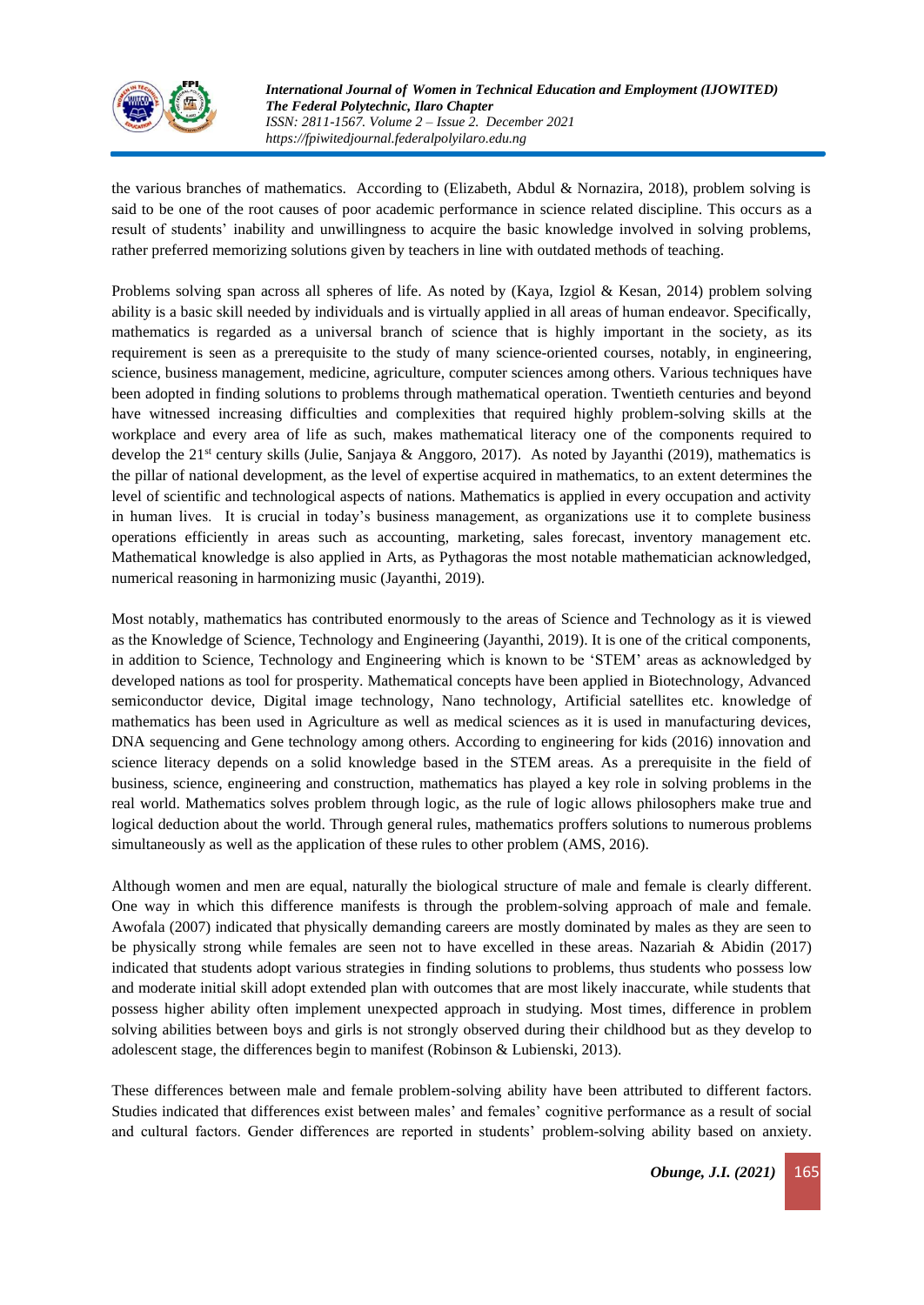the various branches of mathematics. According to (Elizabeth, Abdul & Nornazira, 2018), problem solving is said to be one of the root causes of poor academic performance in science related discipline. This occurs as a result of students' inability and unwillingness to acquire the basic knowledge involved in solving problems, rather preferred memorizing solutions given by teachers in line with outdated methods of teaching.

Problems solving span across all spheres of life. As noted by (Kaya, Izgiol & Kesan, 2014) problem solving ability is a basic skill needed by individuals and is virtually applied in all areas of human endeavor. Specifically, mathematics is regarded as a universal branch of science that is highly important in the society, as its requirement is seen as a prerequisite to the study of many science-oriented courses, notably, in engineering, science, business management, medicine, agriculture, computer sciences among others. Various techniques have been adopted in finding solutions to problems through mathematical operation. Twentieth centuries and beyond have witnessed increasing difficulties and complexities that required highly problem-solving skills at the workplace and every area of life as such, makes mathematical literacy one of the components required to develop the 21st century skills (Julie, Sanjaya & Anggoro, 2017). As noted by Jayanthi (2019), mathematics is the pillar of national development, as the level of expertise acquired in mathematics, to an extent determines the level of scientific and technological aspects of nations. Mathematics is applied in every occupation and activity in human lives. It is crucial in today's business management, as organizations use it to complete business operations efficiently in areas such as accounting, marketing, sales forecast, inventory management etc. Mathematical knowledge is also applied in Arts, as Pythagoras the most notable mathematician acknowledged, numerical reasoning in harmonizing music (Jayanthi, 2019).

Most notably, mathematics has contributed enormously to the areas of Science and Technology as it is viewed as the Knowledge of Science, Technology and Engineering (Jayanthi, 2019). It is one of the critical components, in addition to Science, Technology and Engineering which is known to be 'STEM' areas as acknowledged by developed nations as tool for prosperity. Mathematical concepts have been applied in Biotechnology, Advanced semiconductor device, Digital image technology, Nano technology, Artificial satellites etc. knowledge of mathematics has been used in Agriculture as well as medical sciences as it is used in manufacturing devices, DNA sequencing and Gene technology among others. According to engineering for kids (2016) innovation and science literacy depends on a solid knowledge based in the STEM areas. As a prerequisite in the field of business, science, engineering and construction, mathematics has played a key role in solving problems in the real world. Mathematics solves problem through logic, as the rule of logic allows philosophers make true and logical deduction about the world. Through general rules, mathematics proffers solutions to numerous problems simultaneously as well as the application of these rules to other problem (AMS, 2016).

Although women and men are equal, naturally the biological structure of male and female is clearly different. One way in which this difference manifests is through the problem-solving approach of male and female. Awofala (2007) indicated that physically demanding careers are mostly dominated by males as they are seen to be physically strong while females are seen not to have excelled in these areas. Nazariah & Abidin (2017) indicated that students adopt various strategies in finding solutions to problems, thus students who possess low and moderate initial skill adopt extended plan with outcomes that are most likely inaccurate, while students that possess higher ability often implement unexpected approach in studying. Most times, difference in problem solving abilities between boys and girls is not strongly observed during their childhood but as they develop to adolescent stage, the differences begin to manifest (Robinson & Lubienski, 2013).

These differences between male and female problem-solving ability have been attributed to different factors. Studies indicated that differences exist between males' and females' cognitive performance as a result of social and cultural factors. Gender differences are reported in students' problem-solving ability based on anxiety.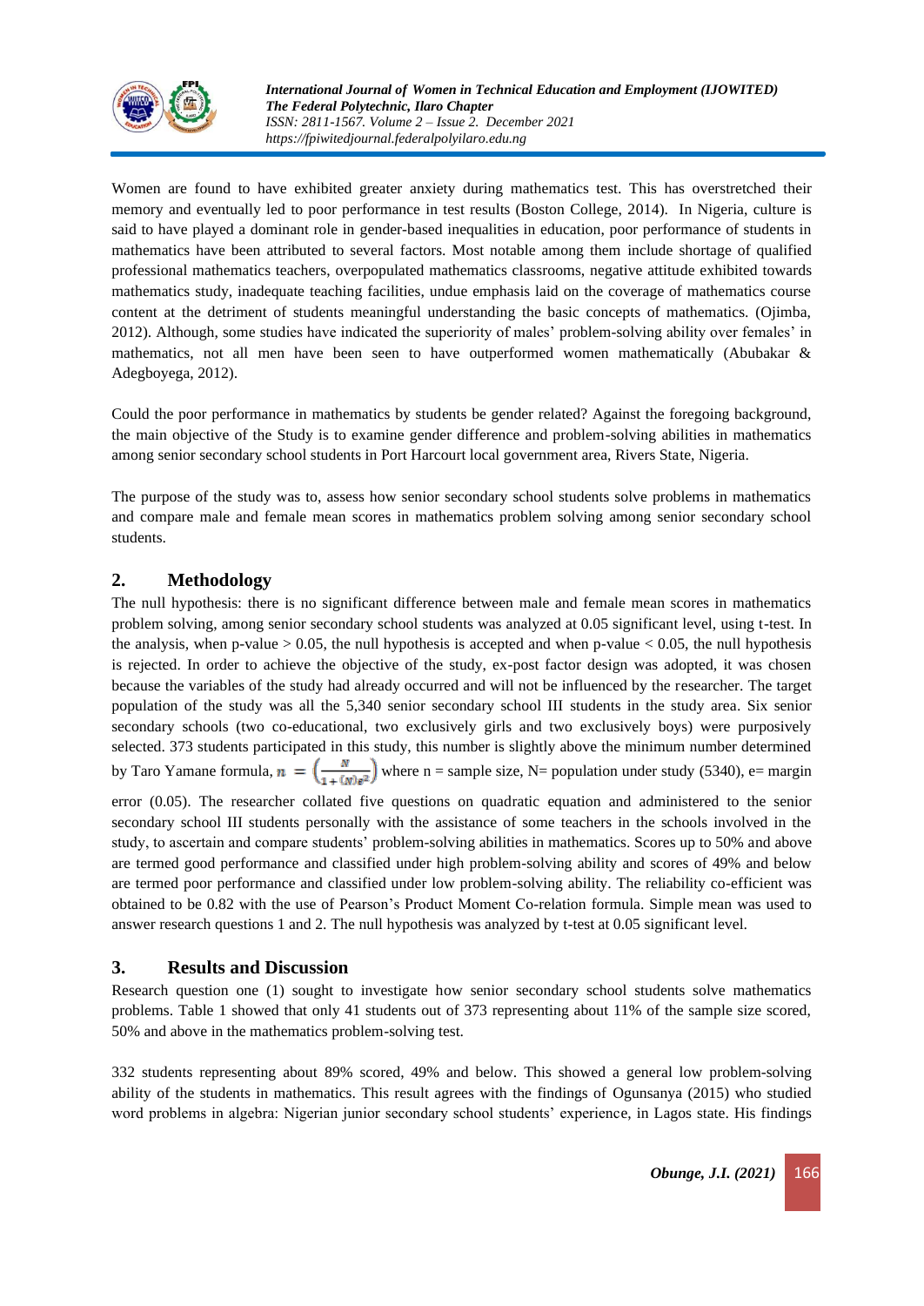Women are found to have exhibited greater anxiety during mathematics test. This has overstretched their memory and eventually led to poor performance in test results (Boston College, 2014). In Nigeria, culture is said to have played a dominant role in gender-based inequalities in education, poor performance of students in mathematics have been attributed to several factors. Most notable among them include shortage of qualified professional mathematics teachers, overpopulated mathematics classrooms, negative attitude exhibited towards mathematics study, inadequate teaching facilities, undue emphasis laid on the coverage of mathematics course content at the detriment of students meaningful understanding the basic concepts of mathematics. (Ojimba, 2012). Although, some studies have indicated the superiority of males' problem-solving ability over females' in mathematics, not all men have been seen to have outperformed women mathematically (Abubakar & Adegboyega, 2012).

Could the poor performance in mathematics by students be gender related? Against the foregoing background, the main objective of the Study is to examine gender difference and problem-solving abilities in mathematics among senior secondary school students in Port Harcourt local government area, Rivers State, Nigeria.

The purpose of the study was to, assess how senior secondary school students solve problems in mathematics and compare male and female mean scores in mathematics problem solving among senior secondary school students.

## 2. Methodology

The null hypothesis: there is no significant difference between male and female mean scores in mathematics problem solving, among senior secondary school students was analyzed at 0.05 significant level, using t-test. In the analysis, when p-value > 0.05, the null hypothesis is accepted and when p-value < 0.05, the null hypothesis is rejected. In order to achieve the objective of the study, ex-post factor design was adopted, it was chosen because the variables of the study had already occurred and will not be influenced by the researcher. The target population of the study was all the 5,340 senior secondary school III students in the study area. Six senior secondary schools (two co-educational, two exclusively girls and two exclusively boys) were purposively selected. 373 students participated in this study, this number is slightly above the minimum number determined by Taro Yamane formula, $n = \left(\frac{N}{1+(N)e^2}\right)$ where n = sample size, N= population under study (5340), e= margin error (0.05). The researcher collated five questions on quadratic equation and administered to the senior secondary school III students personally with the assistance of some teachers in the schools involved in the study, to ascertain and compare students' problem-solving abilities in mathematics. Scores up to 50% and above are termed good performance and classified under high problem-solving ability and scores of 49% and below are termed poor performance and classified under low problem-solving ability. The reliability co-efficient was obtained to be 0.82 with the use of Pearson's Product Moment Co-relation formula. Simple mean was used to answer research questions 1 and 2. The null hypothesis was analyzed by t-test at 0.05 significant level.

## 3. Results and Discussion

Research question one (1) sought to investigate how senior secondary school students solve mathematics problems. Table 1 showed that only 41 students out of 373 representing about 11% of the sample size scored, 50% and above in the mathematics problem-solving test.

332 students representing about 89% scored, 49% and below. This showed a general low problem-solving ability of the students in mathematics. This result agrees with the findings of Ogunsanya (2015) who studied word problems in algebra: Nigerian junior secondary school students' experience, in Lagos state. His findings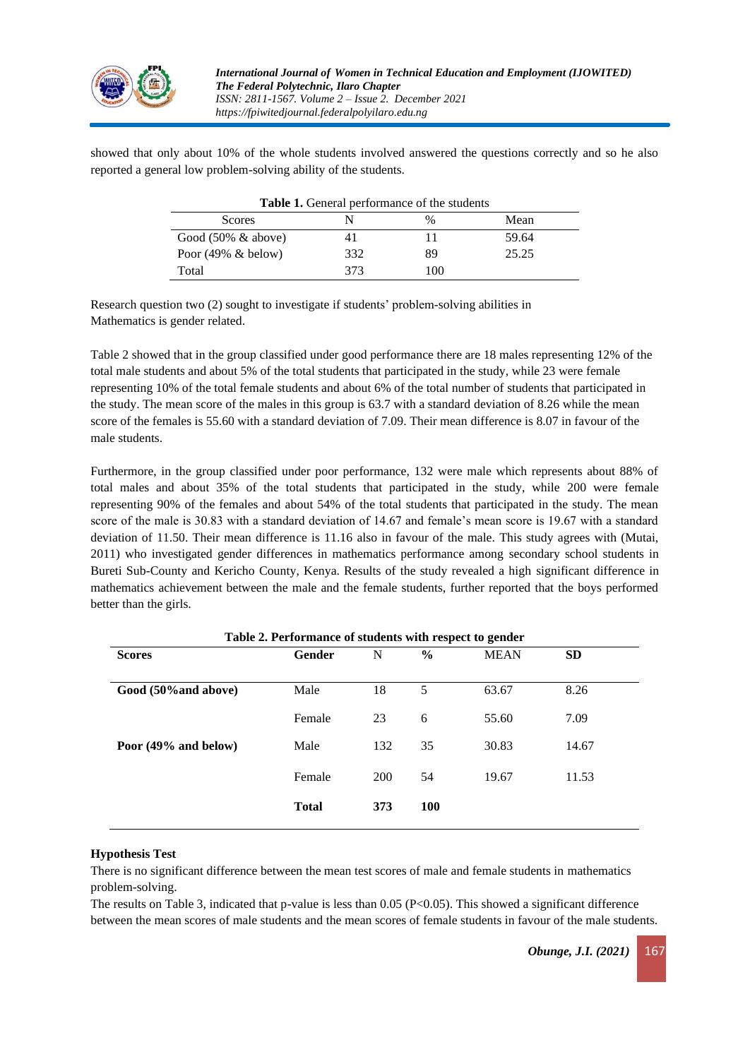showed that only about 10% of the whole students involved answered the questions correctly and so he also reported a general low problem-solving ability of the students.

**Table 1.** General performance of the students

| Scores | N | % | Mean |
|---|---|---|---|
| Good (50% & above) | 41 | 11 | 59.64 |
| Poor (49% & below) | 332 | 89 | 25.25 |
| Total | 373 | 100 | |

Research question two (2) sought to investigate if students' problem-solving abilities in Mathematics is gender related.

Table 2 showed that in the group classified under good performance there are 18 males representing 12% of the total male students and about 5% of the total students that participated in the study, while 23 were female representing 10% of the total female students and about 6% of the total number of students that participated in the study. The mean score of the males in this group is 63.7 with a standard deviation of 8.26 while the mean score of the females is 55.60 with a standard deviation of 7.09. Their mean difference is 8.07 in favour of the male students.

Furthermore, in the group classified under poor performance, 132 were male which represents about 88% of total males and about 35% of the total students that participated in the study, while 200 were female representing 90% of the females and about 54% of the total students that participated in the study. The mean score of the male is 30.83 with a standard deviation of 14.67 and female's mean score is 19.67 with a standard deviation of 11.50. Their mean difference is 11.16 also in favour of the male. This study agrees with (Mutai, 2011) who investigated gender differences in mathematics performance among secondary school students in Bureti Sub-County and Kericho County, Kenya. Results of the study revealed a high significant difference in mathematics achievement between the male and the female students, further reported that the boys performed better than the girls.

**Table 2. Performance of students with respect to gender**

| **Scores** | **Gender** | N | **%** | MEAN | **SD** |
|---|---|---|---|---|---|
| **Good (50%and above)** | Male | 18 | 5 | 63.67 | 8.26 |
| | Female | 23 | 6 | 55.60 | 7.09 |
| **Poor (49% and below)** | Male | 132 | 35 | 30.83 | 14.67 |
| | Female | 200 | 54 | 19.67 | 11.53 |
| | **Total** | **373** | **100** | | |

**Hypothesis Test**

There is no significant difference between the mean test scores of male and female students in mathematics problem-solving.

The results on Table 3, indicated that p-value is less than 0.05 ($P<0.05$). This showed a significant difference between the mean scores of male students and the mean scores of female students in favour of the male students.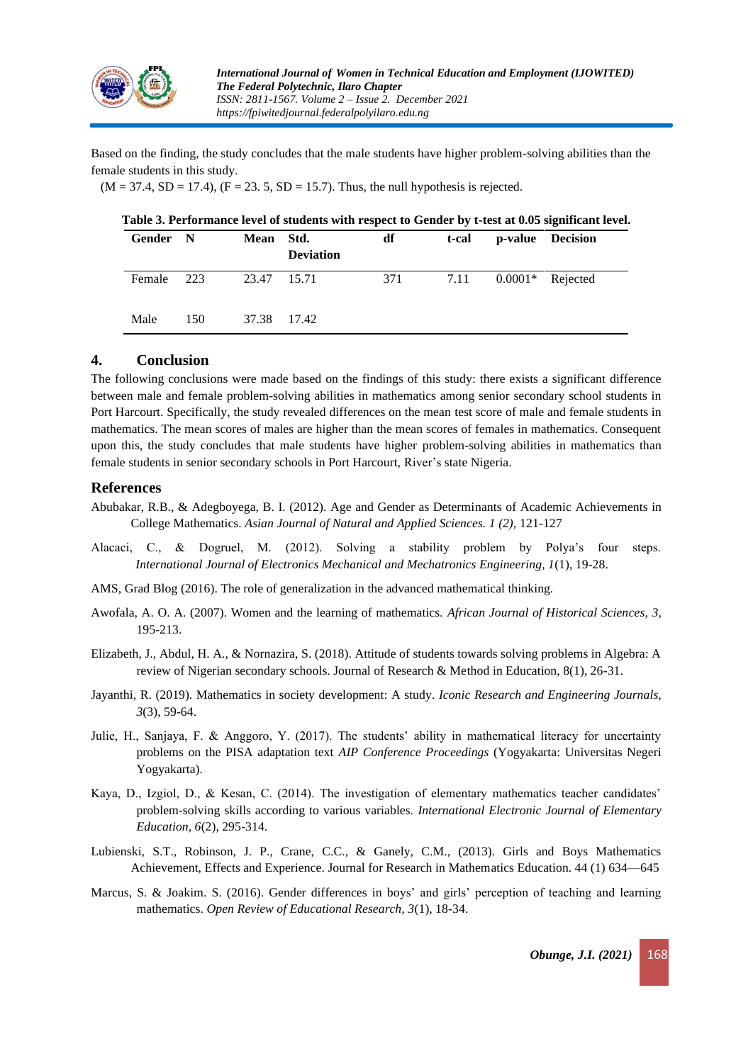Based on the finding, the study concludes that the male students have higher problem-solving abilities than the female students in this study.

(M = 37.4, SD = 17.4), (F = 23. 5, SD = 15.7). Thus, the null hypothesis is rejected.

**Table 3. Performance level of students with respect to Gender by t-test at 0.05 significant level.**

| Gender | N | Mean | Std. Deviation | df | t-cal | p-value | Decision |
|---|---|---|---|---|---|---|---|
| Female | 223 | 23.47 | 15.71 | 371 | 7.11 | 0.0001* | Rejected |
| Male | 150 | 37.38 | 17.42 | | | | |

## 4. Conclusion

The following conclusions were made based on the findings of this study: there exists a significant difference between male and female problem-solving abilities in mathematics among senior secondary school students in Port Harcourt. Specifically, the study revealed differences on the mean test score of male and female students in mathematics. The mean scores of males are higher than the mean scores of females in mathematics. Consequent upon this, the study concludes that male students have higher problem-solving abilities in mathematics than female students in senior secondary schools in Port Harcourt, River's state Nigeria.

## References

Abubakar, R.B., & Adegboyega, B. I. (2012). Age and Gender as Determinants of Academic Achievements in College Mathematics. *Asian Journal of Natural and Applied Sciences. 1 (2),* 121-127

Alacaci, C., & Dogruel, M. (2012). Solving a stability problem by Polya's four steps. *International Journal of Electronics Mechanical and Mechatronics Engineering, 1*(1), 19-28.

AMS, Grad Blog (2016). The role of generalization in the advanced mathematical thinking.

Awofala, A. O. A. (2007). Women and the learning of mathematics. *African Journal of Historical Sciences, 3,* 195-213.

Elizabeth, J., Abdul, H. A., & Nornazira, S. (2018). Attitude of students towards solving problems in Algebra: A review of Nigerian secondary schools. Journal of Research & Method in Education, 8(1), 26-31.

Jayanthi, R. (2019). Mathematics in society development: A study. *Iconic Research and Engineering Journals, 3*(3), 59-64.

Julie, H., Sanjaya, F. & Anggoro, Y. (2017). The students' ability in mathematical literacy for uncertainty problems on the PISA adaptation text *AIP Conference Proceedings* (Yogyakarta: Universitas Negeri Yogyakarta).

Kaya, D., Izgiol, D., & Kesan, C. (2014). The investigation of elementary mathematics teacher candidates' problem-solving skills according to various variables. *International Electronic Journal of Elementary Education, 6*(2), 295-314.

Lubienski, S.T., Robinson, J. P., Crane, C.C., & Ganely, C.M., (2013). Girls and Boys Mathematics Achievement, Effects and Experience. Journal for Research in Mathematics Education. 44 (1) 634—645

Marcus, S. & Joakim. S. (2016). Gender differences in boys' and girls' perception of teaching and learning mathematics. *Open Review of Educational Research, 3*(1), 18-34.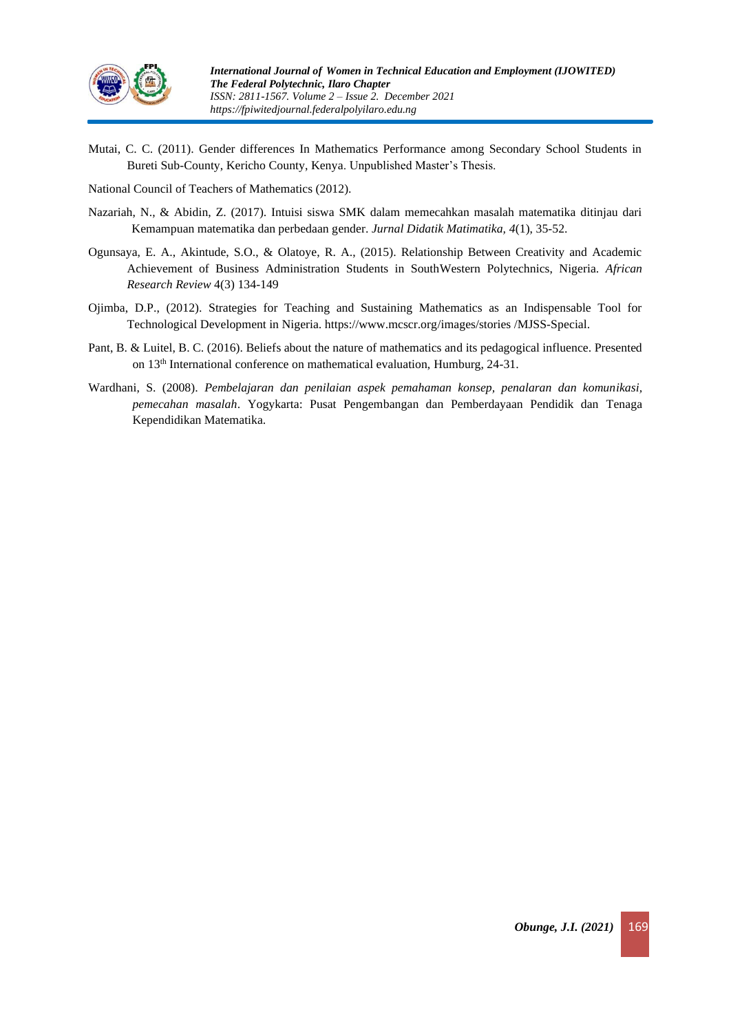Mutai, C. C. (2011). Gender differences In Mathematics Performance among Secondary School Students in Bureti Sub-County, Kericho County, Kenya. Unpublished Master's Thesis.

National Council of Teachers of Mathematics (2012).

Nazariah, N., & Abidin, Z. (2017). Intuisi siswa SMK dalam memecahkan masalah matematika ditinjau dari Kemampuan matematika dan perbedaan gender. *Jurnal Didatik Matimatika, 4*(1), 35-52.

Ogunsaya, E. A., Akintude, S.O., & Olatoye, R. A., (2015). Relationship Between Creativity and Academic Achievement of Business Administration Students in SouthWestern Polytechnics, Nigeria. *African Research Review* 4(3) 134-149

Ojimba, D.P., (2012). Strategies for Teaching and Sustaining Mathematics as an Indispensable Tool for Technological Development in Nigeria. https://www.mcscr.org/images/stories /MJSS-Special.

Pant, B. & Luitel, B. C. (2016). Beliefs about the nature of mathematics and its pedagogical influence. Presented on 13th International conference on mathematical evaluation, Humburg, 24-31.

Wardhani, S. (2008). *Pembelajaran dan penilaian aspek pemahaman konsep, penalaran dan komunikasi, pemecahan masalah*. Yogykarta: Pusat Pengembangan dan Pemberdayaan Pendidik dan Tenaga Kependidikan Matematika.